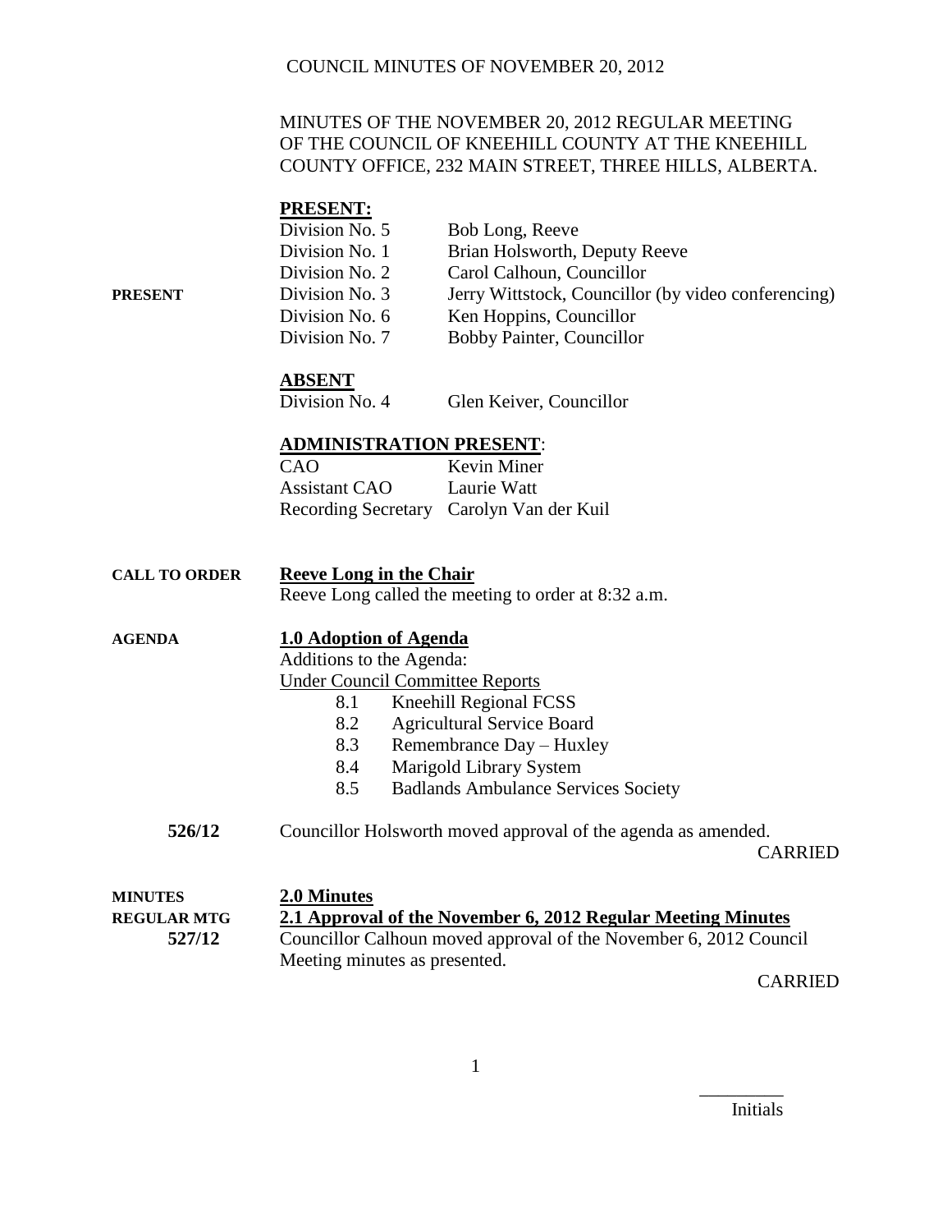COUNCIL MINUTES OF NOVEMBER 20, 2012

MINUTES OF THE NOVEMBER 20, 2012 REGULAR MEETING OF THE COUNCIL OF KNEEHILL COUNTY AT THE KNEEHILL COUNTY OFFICE, 232 MAIN STREET, THREE HILLS, ALBERTA.

**PRESENT:**

**PRESENT**

| | |
|---|---|
| Division No. 5 | Bob Long, Reeve |
| Division No. 1 | Brian Holsworth, Deputy Reeve |
| Division No. 2 | Carol Calhoun, Councillor |
| Division No. 3 | Jerry Wittstock, Councillor (by video conferencing) |
| Division No. 6 | Ken Hoppins, Councillor |
| Division No. 7 | Bobby Painter, Councillor |

**ABSENT**

Division No. 4 — Glen Keiver, Councillor

**ADMINISTRATION PRESENT:**

| | |
|---|---|
| CAO | Kevin Miner |
| Assistant CAO | Laurie Watt |
| Recording Secretary | Carolyn Van der Kuil |

**CALL TO ORDER**

**Reeve Long in the Chair**

Reeve Long called the meeting to order at 8:32 a.m.

**AGENDA**

**1.0 Adoption of Agenda**

Additions to the Agenda:

Under Council Committee Reports

- 8.1 Kneehill Regional FCSS
- 8.2 Agricultural Service Board
- 8.3 Remembrance Day – Huxley
- 8.4 Marigold Library System
- 8.5 Badlands Ambulance Services Society

**526/12** Councillor Holsworth moved approval of the agenda as amended.

CARRIED

**MINUTES**

**2.0 Minutes**

**REGULAR MTG**

**2.1 Approval of the November 6, 2012 Regular Meeting Minutes**

**527/12** Councillor Calhoun moved approval of the November 6, 2012 Council Meeting minutes as presented.

CARRIED

Initials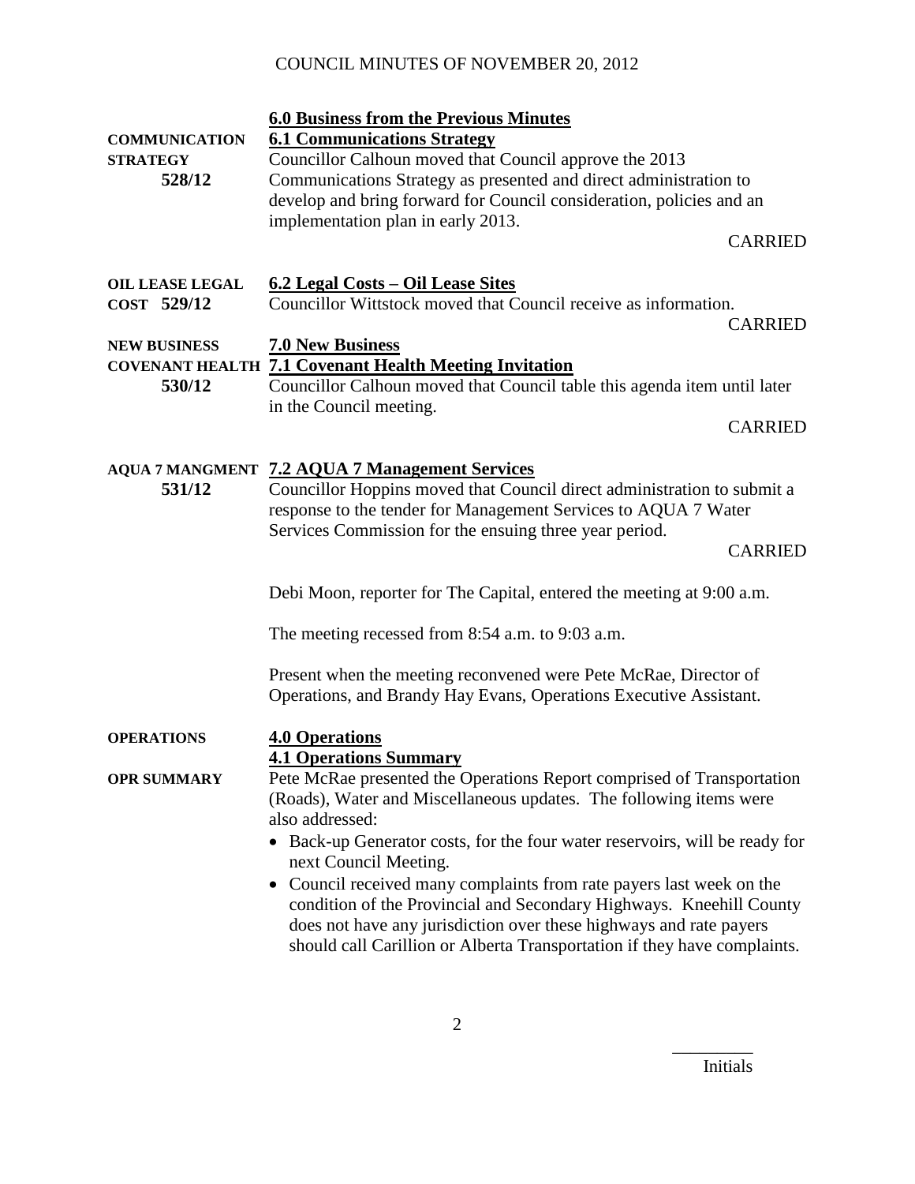**COMMUNICATION STRATEGY 528/12**

**6.0 Business from the Previous Minutes**

**6.1 Communications Strategy**

Councillor Calhoun moved that Council approve the 2013 Communications Strategy as presented and direct administration to develop and bring forward for Council consideration, policies and an implementation plan in early 2013.

CARRIED

**OIL LEASE LEGAL COST 529/12**

**6.2 Legal Costs – Oil Lease Sites**

Councillor Wittstock moved that Council receive as information.

CARRIED

**NEW BUSINESS**

**7.0 New Business**

**COVENANT HEALTH 530/12**

**7.1 Covenant Health Meeting Invitation**

Councillor Calhoun moved that Council table this agenda item until later in the Council meeting.

CARRIED

**AQUA 7 MANGMENT 531/12**

**7.2 AQUA 7 Management Services**

Councillor Hoppins moved that Council direct administration to submit a response to the tender for Management Services to AQUA 7 Water Services Commission for the ensuing three year period.

CARRIED

Debi Moon, reporter for The Capital, entered the meeting at 9:00 a.m.

The meeting recessed from 8:54 a.m. to 9:03 a.m.

Present when the meeting reconvened were Pete McRae, Director of Operations, and Brandy Hay Evans, Operations Executive Assistant.

**OPERATIONS**

**4.0 Operations**

**OPR SUMMARY**

**4.1 Operations Summary**

Pete McRae presented the Operations Report comprised of Transportation (Roads), Water and Miscellaneous updates. The following items were also addressed:

- Back-up Generator costs, for the four water reservoirs, will be ready for next Council Meeting.
- Council received many complaints from rate payers last week on the condition of the Provincial and Secondary Highways. Kneehill County does not have any jurisdiction over these highways and rate payers should call Carillion or Alberta Transportation if they have complaints.

\_\_\_\_\_\_\_\_\_

Initials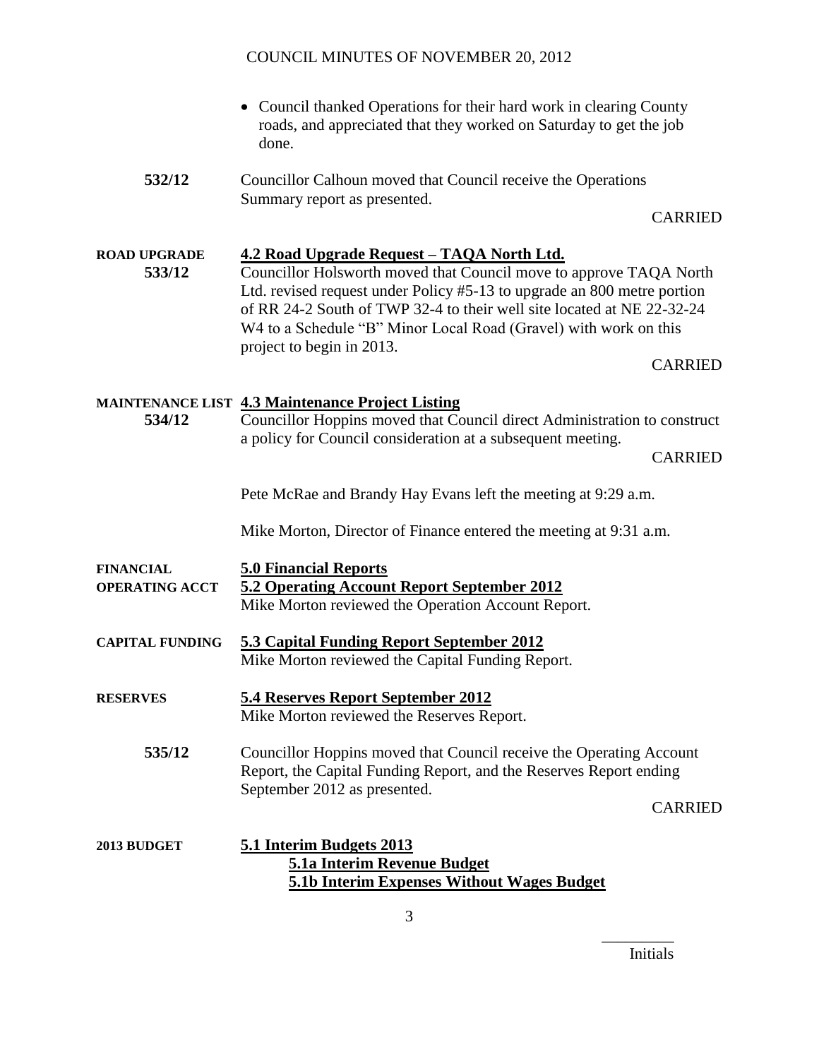- Council thanked Operations for their hard work in clearing County roads, and appreciated that they worked on Saturday to get the job done.

**532/12** Councillor Calhoun moved that Council receive the Operations Summary report as presented.

CARRIED

**ROAD UPGRADE** **4.2 Road Upgrade Request – TAQA North Ltd.**

**533/12** Councillor Holsworth moved that Council move to approve TAQA North Ltd. revised request under Policy #5-13 to upgrade an 800 metre portion of RR 24-2 South of TWP 32-4 to their well site located at NE 22-32-24 W4 to a Schedule "B" Minor Local Road (Gravel) with work on this project to begin in 2013.

CARRIED

**MAINTENANCE LIST** **4.3 Maintenance Project Listing**

**534/12** Councillor Hoppins moved that Council direct Administration to construct a policy for Council consideration at a subsequent meeting.

CARRIED

Pete McRae and Brandy Hay Evans left the meeting at 9:29 a.m.

Mike Morton, Director of Finance entered the meeting at 9:31 a.m.

**FINANCIAL** **5.0 Financial Reports**

**OPERATING ACCT** **5.2 Operating Account Report September 2012**

Mike Morton reviewed the Operation Account Report.

**CAPITAL FUNDING** **5.3 Capital Funding Report September 2012**

Mike Morton reviewed the Capital Funding Report.

**RESERVES** **5.4 Reserves Report September 2012**

Mike Morton reviewed the Reserves Report.

**535/12** Councillor Hoppins moved that Council receive the Operating Account Report, the Capital Funding Report, and the Reserves Report ending September 2012 as presented.

CARRIED

**2013 BUDGET** **5.1 Interim Budgets 2013**

**5.1a Interim Revenue Budget**

**5.1b Interim Expenses Without Wages Budget**

Initials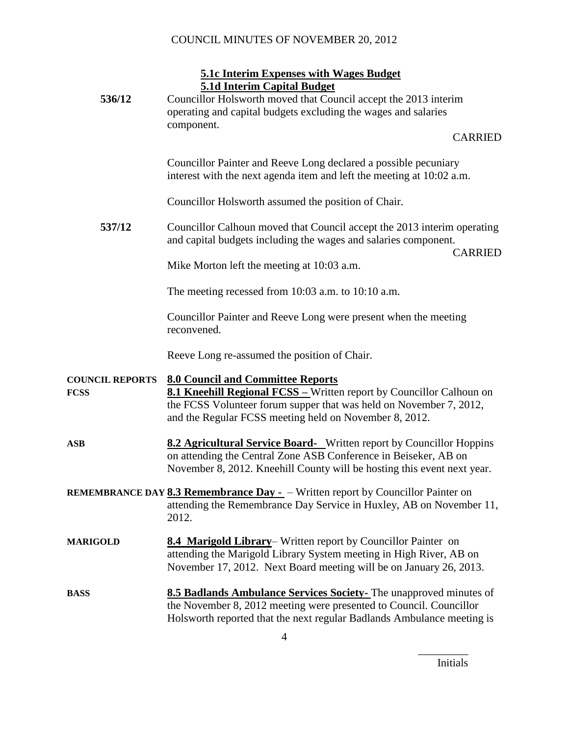**5.1c Interim Expenses with Wages Budget**
**5.1d Interim Capital Budget**

**536/12** Councillor Holsworth moved that Council accept the 2013 interim operating and capital budgets excluding the wages and salaries component.

CARRIED

Councillor Painter and Reeve Long declared a possible pecuniary interest with the next agenda item and left the meeting at 10:02 a.m.

Councillor Holsworth assumed the position of Chair.

**537/12** Councillor Calhoun moved that Council accept the 2013 interim operating and capital budgets including the wages and salaries component.

CARRIED

Mike Morton left the meeting at 10:03 a.m.

The meeting recessed from 10:03 a.m. to 10:10 a.m.

Councillor Painter and Reeve Long were present when the meeting reconvened.

Reeve Long re-assumed the position of Chair.

**COUNCIL REPORTS** **8.0 Council and Committee Reports**

**FCSS** **8.1 Kneehill Regional FCSS –** Written report by Councillor Calhoun on the FCSS Volunteer forum supper that was held on November 7, 2012, and the Regular FCSS meeting held on November 8, 2012.

**ASB** **8.2 Agricultural Service Board-** Written report by Councillor Hoppins on attending the Central Zone ASB Conference in Beiseker, AB on November 8, 2012. Kneehill County will be hosting this event next year.

**REMEMBRANCE DAY** **8.3 Remembrance Day -** – Written report by Councillor Painter on attending the Remembrance Day Service in Huxley, AB on November 11, 2012.

**MARIGOLD** **8.4 Marigold Library**– Written report by Councillor Painter on attending the Marigold Library System meeting in High River, AB on November 17, 2012. Next Board meeting will be on January 26, 2013.

**BASS** **8.5 Badlands Ambulance Services Society-** The unapproved minutes of the November 8, 2012 meeting were presented to Council. Councillor Holsworth reported that the next regular Badlands Ambulance meeting is

Initials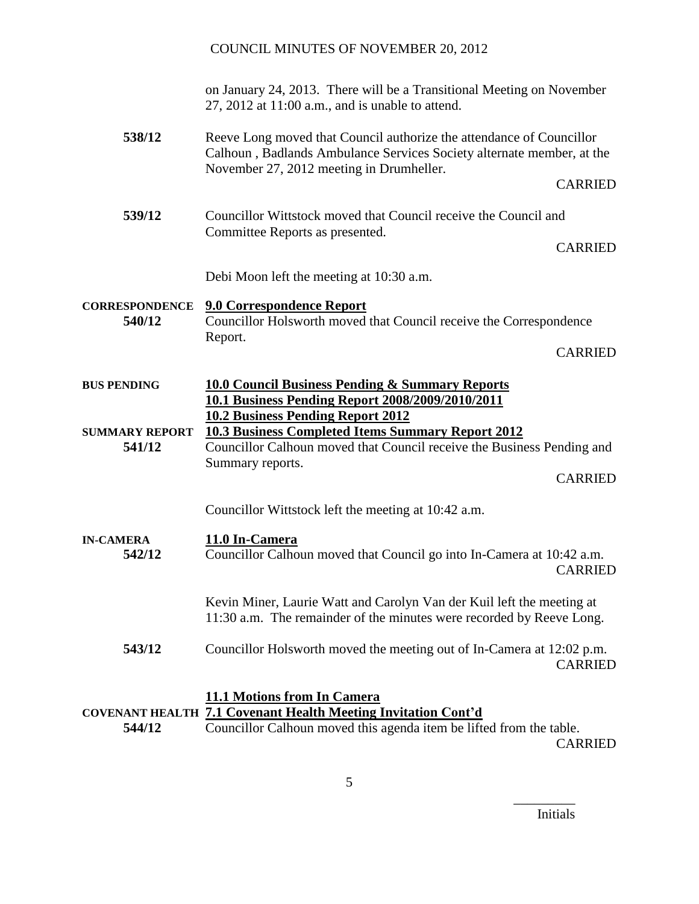on January 24, 2013. There will be a Transitional Meeting on November 27, 2012 at 11:00 a.m., and is unable to attend.

**538/12** Reeve Long moved that Council authorize the attendance of Councillor Calhoun , Badlands Ambulance Services Society alternate member, at the November 27, 2012 meeting in Drumheller.

CARRIED

**539/12** Councillor Wittstock moved that Council receive the Council and Committee Reports as presented.

CARRIED

Debi Moon left the meeting at 10:30 a.m.

**CORRESPONDENCE**

**<u>9.0 Correspondence Report</u>**

**540/12** Councillor Holsworth moved that Council receive the Correspondence Report.

CARRIED

**BUS PENDING**

**<u>10.0 Council Business Pending & Summary Reports</u>**
**<u>10.1 Business Pending Report 2008/2009/2010/2011</u>**
**<u>10.2 Business Pending Report 2012</u>**

**SUMMARY REPORT**

**<u>10.3 Business Completed Items Summary Report 2012</u>**

**541/12** Councillor Calhoun moved that Council receive the Business Pending and Summary reports.

CARRIED

Councillor Wittstock left the meeting at 10:42 a.m.

**IN-CAMERA**

**<u>11.0 In-Camera</u>**

**542/12** Councillor Calhoun moved that Council go into In-Camera at 10:42 a.m.

CARRIED

Kevin Miner, Laurie Watt and Carolyn Van der Kuil left the meeting at 11:30 a.m. The remainder of the minutes were recorded by Reeve Long.

**543/12** Councillor Holsworth moved the meeting out of In-Camera at 12:02 p.m.

CARRIED

**<u>11.1 Motions from In Camera</u>**

**COVENANT HEALTH**

**<u>7.1 Covenant Health Meeting Invitation Cont'd</u>**

**544/12** Councillor Calhoun moved this agenda item be lifted from the table.

CARRIED

_________
Initials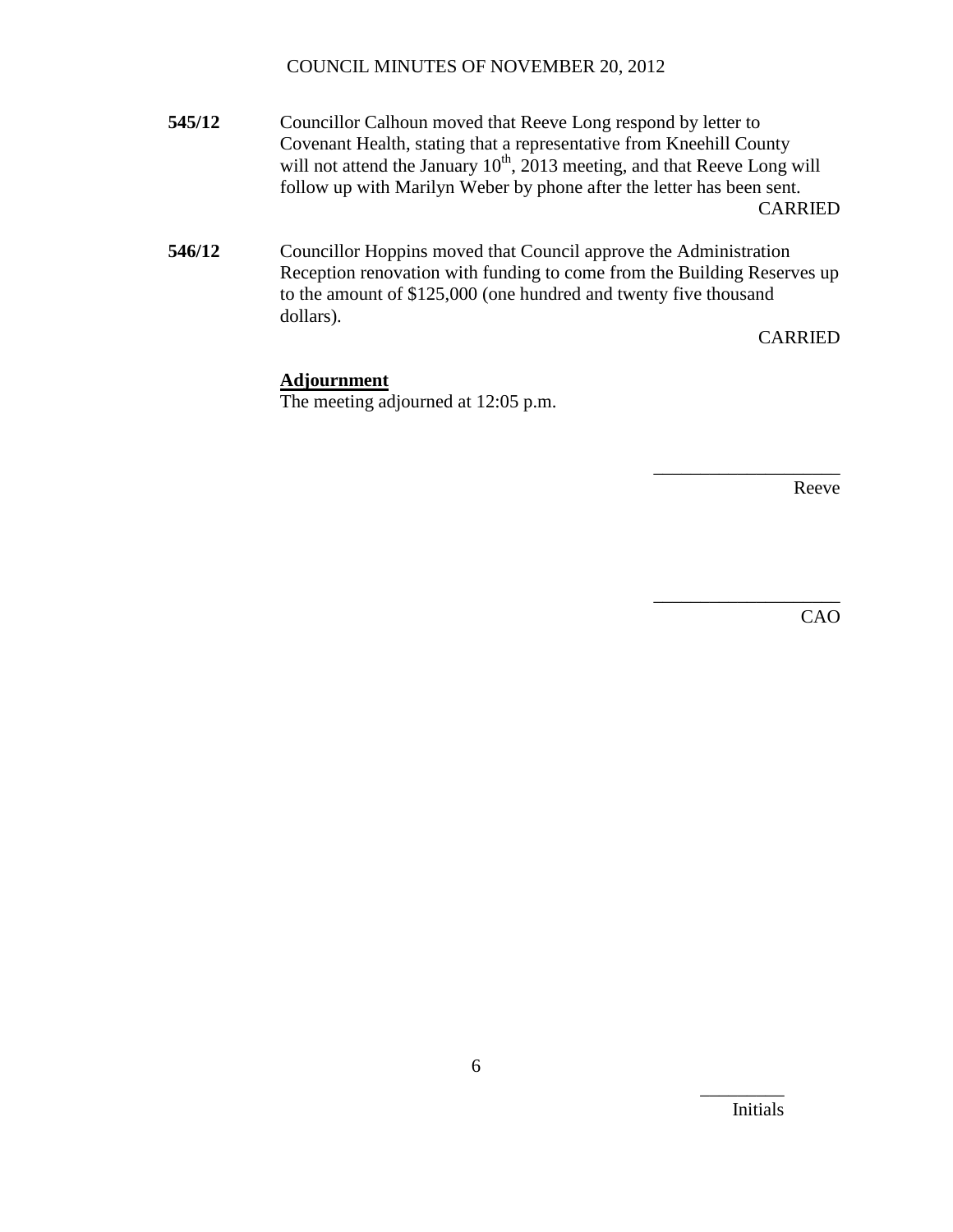**545/12** Councillor Calhoun moved that Reeve Long respond by letter to Covenant Health, stating that a representative from Kneehill County will not attend the January 10th, 2013 meeting, and that Reeve Long will follow up with Marilyn Weber by phone after the letter has been sent.

CARRIED

**546/12** Councillor Hoppins moved that Council approve the Administration Reception renovation with funding to come from the Building Reserves up to the amount of $125,000 (one hundred and twenty five thousand dollars).

CARRIED

**Adjournment**

The meeting adjourned at 12:05 p.m.

\_\_\_\_\_\_\_\_\_\_\_\_\_\_\_\_\_\_\_\_

Reeve

\_\_\_\_\_\_\_\_\_\_\_\_\_\_\_\_\_\_\_\_

CAO

\_\_\_\_\_\_\_\_\_

Initials